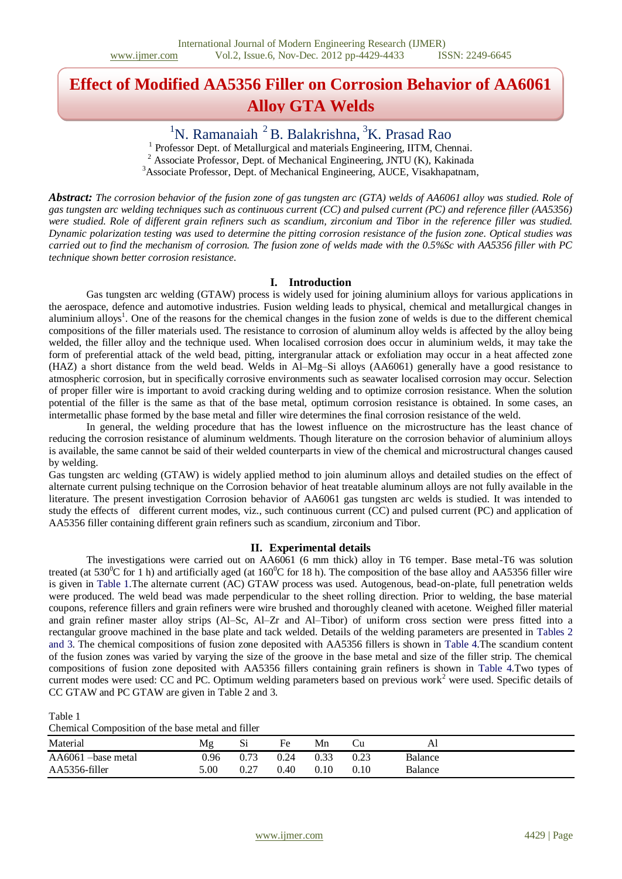# Effect of Modified AA5356 Filler on Corrosion Behavior of AA6061 Alloy GTA Welds

[1]N. Ramanaiah [2]B. Balakrishna, [3]K. Prasad Rao

[1] Professor Dept. of Metallurgical and materials Engineering, IITM, Chennai.
[2] Associate Professor, Dept. of Mechanical Engineering, JNTU (K), Kakinada
[3]Associate Professor, Dept. of Mechanical Engineering, AUCE, Visakhapatnam,

***Abstract:*** *The corrosion behavior of the fusion zone of gas tungsten arc (GTA) welds of AA6061 alloy was studied. Role of gas tungsten arc welding techniques such as continuous current (CC) and pulsed current (PC) and reference filler (AA5356) were studied. Role of different grain refiners such as scandium, zirconium and Tibor in the reference filler was studied. Dynamic polarization testing was used to determine the pitting corrosion resistance of the fusion zone. Optical studies was carried out to find the mechanism of corrosion. The fusion zone of welds made with the 0.5%Sc with AA5356 filler with PC technique shown better corrosion resistance.*

## I. Introduction

Gas tungsten arc welding (GTAW) process is widely used for joining aluminium alloys for various applications in the aerospace, defence and automotive industries. Fusion welding leads to physical, chemical and metallurgical changes in aluminium alloys[1]. One of the reasons for the chemical changes in the fusion zone of welds is due to the different chemical compositions of the filler materials used. The resistance to corrosion of aluminum alloy welds is affected by the alloy being welded, the filler alloy and the technique used. When localised corrosion does occur in aluminium welds, it may take the form of preferential attack of the weld bead, pitting, intergranular attack or exfoliation may occur in a heat affected zone (HAZ) a short distance from the weld bead. Welds in Al–Mg–Si alloys (AA6061) generally have a good resistance to atmospheric corrosion, but in specifically corrosive environments such as seawater localised corrosion may occur. Selection of proper filler wire is important to avoid cracking during welding and to optimize corrosion resistance. When the solution potential of the filler is the same as that of the base metal, optimum corrosion resistance is obtained. In some cases, an intermetallic phase formed by the base metal and filler wire determines the final corrosion resistance of the weld.

In general, the welding procedure that has the lowest influence on the microstructure has the least chance of reducing the corrosion resistance of aluminum weldments. Though literature on the corrosion behavior of aluminium alloys is available, the same cannot be said of their welded counterparts in view of the chemical and microstructural changes caused by welding.

Gas tungsten arc welding (GTAW) is widely applied method to join aluminum alloys and detailed studies on the effect of alternate current pulsing technique on the Corrosion behavior of heat treatable aluminum alloys are not fully available in the literature. The present investigation Corrosion behavior of AA6061 gas tungsten arc welds is studied. It was intended to study the effects of different current modes, viz., such continuous current (CC) and pulsed current (PC) and application of AA5356 filler containing different grain refiners such as scandium, zirconium and Tibor.

## II. Experimental details

The investigations were carried out on AA6061 (6 mm thick) alloy in T6 temper. Base metal-T6 was solution treated (at 530$^0$C for 1 h) and artificially aged (at 160$^0$C for 18 h). The composition of the base alloy and AA5356 filler wire is given in Table 1.The alternate current (AC) GTAW process was used. Autogenous, bead-on-plate, full penetration welds were produced. The weld bead was made perpendicular to the sheet rolling direction. Prior to welding, the base material coupons, reference fillers and grain refiners were wire brushed and thoroughly cleaned with acetone. Weighed filler material and grain refiner master alloy strips (Al–Sc, Al–Zr and Al–Tibor) of uniform cross section were press fitted into a rectangular groove machined in the base plate and tack welded. Details of the welding parameters are presented in Tables 2 and 3. The chemical compositions of fusion zone deposited with AA5356 fillers is shown in Table 4.The scandium content of the fusion zones was varied by varying the size of the groove in the base metal and size of the filler strip. The chemical compositions of fusion zone deposited with AA5356 fillers containing grain refiners is shown in Table 4.Two types of current modes were used: CC and PC. Optimum welding parameters based on previous work[2] were used. Specific details of CC GTAW and PC GTAW are given in Table 2 and 3.

Table 1
Chemical Composition of the base metal and filler

| Material | Mg | Si | Fe | Mn | Cu | Al |
|---|---|---|---|---|---|---|
| AA6061 –base metal | 0.96 | 0.73 | 0.24 | 0.33 | 0.23 | Balance |
| AA5356-filler | 5.00 | 0.27 | 0.40 | 0.10 | 0.10 | Balance |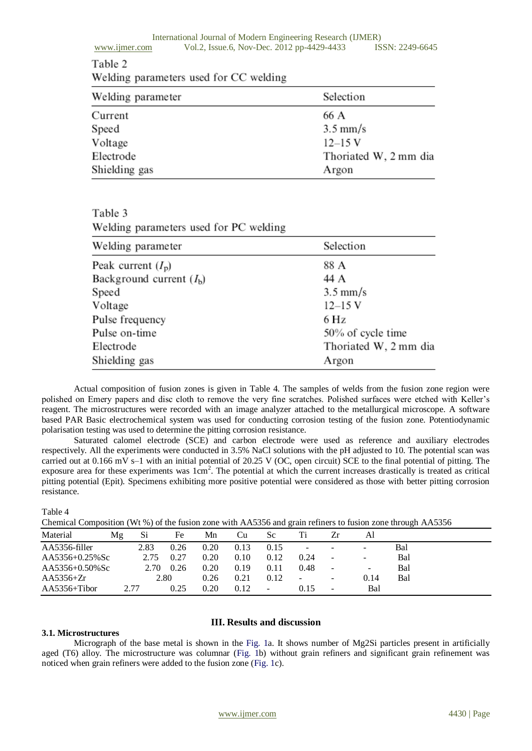Table 2

Welding parameters used for CC welding

| Welding parameter | Selection |
|---|---|
| Current | 66 A |
| Speed | 3.5 mm/s |
| Voltage | 12–15 V |
| Electrode | Thoriated W, 2 mm dia |
| Shielding gas | Argon |

Table 3

Welding parameters used for PC welding

| Welding parameter | Selection |
|---|---|
| Peak current ($I_p$) | 88 A |
| Background current ($I_b$) | 44 A |
| Speed | 3.5 mm/s |
| Voltage | 12–15 V |
| Pulse frequency | 6 Hz |
| Pulse on-time | 50% of cycle time |
| Electrode | Thoriated W, 2 mm dia |
| Shielding gas | Argon |

Actual composition of fusion zones is given in Table 4. The samples of welds from the fusion zone region were polished on Emery papers and disc cloth to remove the very fine scratches. Polished surfaces were etched with Keller's reagent. The microstructures were recorded with an image analyzer attached to the metallurgical microscope. A software based PAR Basic electrochemical system was used for conducting corrosion testing of the fusion zone. Potentiodynamic polarisation testing was used to determine the pitting corrosion resistance.

Saturated calomel electrode (SCE) and carbon electrode were used as reference and auxiliary electrodes respectively. All the experiments were conducted in 3.5% NaCl solutions with the pH adjusted to 10. The potential scan was carried out at 0.166 mV s–1 with an initial potential of 20.25 V (OC, open circuit) SCE to the final potential of pitting. The exposure area for these experiments was 1cm$^2$. The potential at which the current increases drastically is treated as critical pitting potential (Epit). Specimens exhibiting more positive potential were considered as those with better pitting corrosion resistance.

Table 4

Chemical Composition (Wt %) of the fusion zone with AA5356 and grain refiners to fusion zone through AA5356

| Material | Mg | Si | Fe | Mn | Cu | Sc | Ti | Zr | Al | |
|---|---|---|---|---|---|---|---|---|---|---|
| AA5356-filler | | 2.83 | 0.26 | 0.20 | 0.13 | 0.15 | - | - | - | Bal |
| AA5356+0.25%Sc | | 2.75 | 0.27 | 0.20 | 0.10 | 0.12 | 0.24 | - | - | Bal |
| AA5356+0.50%Sc | | 2.70 | 0.26 | 0.20 | 0.19 | 0.11 | 0.48 | - | - | Bal |
| AA5356+Zr | | 2.80 | | 0.26 | 0.21 | 0.12 | - | - | 0.14 | Bal |
| AA5356+Tibor | | 2.77 | 0.25 | 0.20 | 0.12 | - | 0.15 | - | Bal | |

## III. Results and discussion

### 3.1. Microstructures

Micrograph of the base metal is shown in the Fig. 1a. It shows number of Mg2Si particles present in artificially aged (T6) alloy. The microstructure was columnar (Fig. 1b) without grain refiners and significant grain refinement was noticed when grain refiners were added to the fusion zone (Fig. 1c).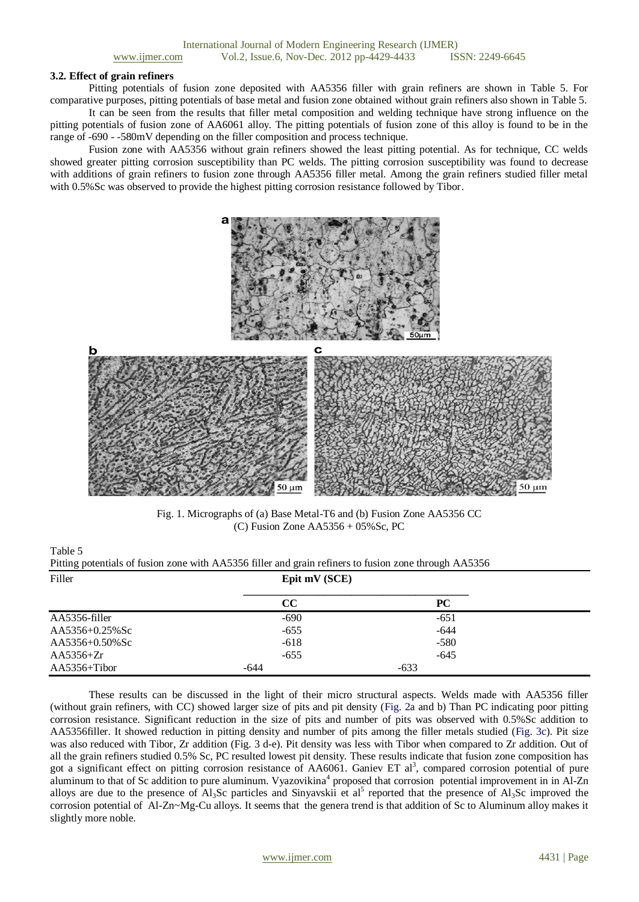### 3.2. Effect of grain refiners

Pitting potentials of fusion zone deposited with AA5356 filler with grain refiners are shown in Table 5. For comparative purposes, pitting potentials of base metal and fusion zone obtained without grain refiners also shown in Table 5.

It can be seen from the results that filler metal composition and welding technique have strong influence on the pitting potentials of fusion zone of AA6061 alloy. The pitting potentials of fusion zone of this alloy is found to be in the range of -690 - -580mV depending on the filler composition and process technique.

Fusion zone with AA5356 without grain refiners showed the least pitting potential. As for technique, CC welds showed greater pitting corrosion susceptibility than PC welds. The pitting corrosion susceptibility was found to decrease with additions of grain refiners to fusion zone through AA5356 filler metal. Among the grain refiners studied filler metal with 0.5%Sc was observed to provide the highest pitting corrosion resistance followed by Tibor.

Fig. 1. Micrographs of (a) Base Metal-T6 and (b) Fusion Zone AA5356 CC (C) Fusion Zone AA5356 + 05%Sc, PC

Table 5
Pitting potentials of fusion zone with AA5356 filler and grain refiners to fusion zone through AA5356

| Filler | Epit mV (SCE) | |
|---|---|---|
| | CC | PC |
| AA5356-filler | -690 | -651 |
| AA5356+0.25%Sc | -655 | -644 |
| AA5356+0.50%Sc | -618 | -580 |
| AA5356+Zr | -655 | -645 |
| AA5356+Tibor | -644 | -633 |

These results can be discussed in the light of their micro structural aspects. Welds made with AA5356 filler (without grain refiners, with CC) showed larger size of pits and pit density (Fig. 2a and b) Than PC indicating poor pitting corrosion resistance. Significant reduction in the size of pits and number of pits was observed with 0.5%Sc addition to AA5356filler. It showed reduction in pitting density and number of pits among the filler metals studied (Fig. 3c). Pit size was also reduced with Tibor, Zr addition (Fig. 3 d-e). Pit density was less with Tibor when compared to Zr addition. Out of all the grain refiners studied 0.5% Sc, PC resulted lowest pit density. These results indicate that fusion zone composition has got a significant effect on pitting corrosion resistance of AA6061. Ganiev ET al[3], compared corrosion potential of pure aluminum to that of Sc addition to pure aluminum. Vyazovikina[4] proposed that corrosion potential improvement in in Al-Zn alloys are due to the presence of $Al_3Sc$ particles and Sinyavskii et al[5] reported that the presence of $Al_3Sc$ improved the corrosion potential of Al-Zn~Mg-Cu alloys. It seems that the genera trend is that addition of Sc to Aluminum alloy makes it slightly more noble.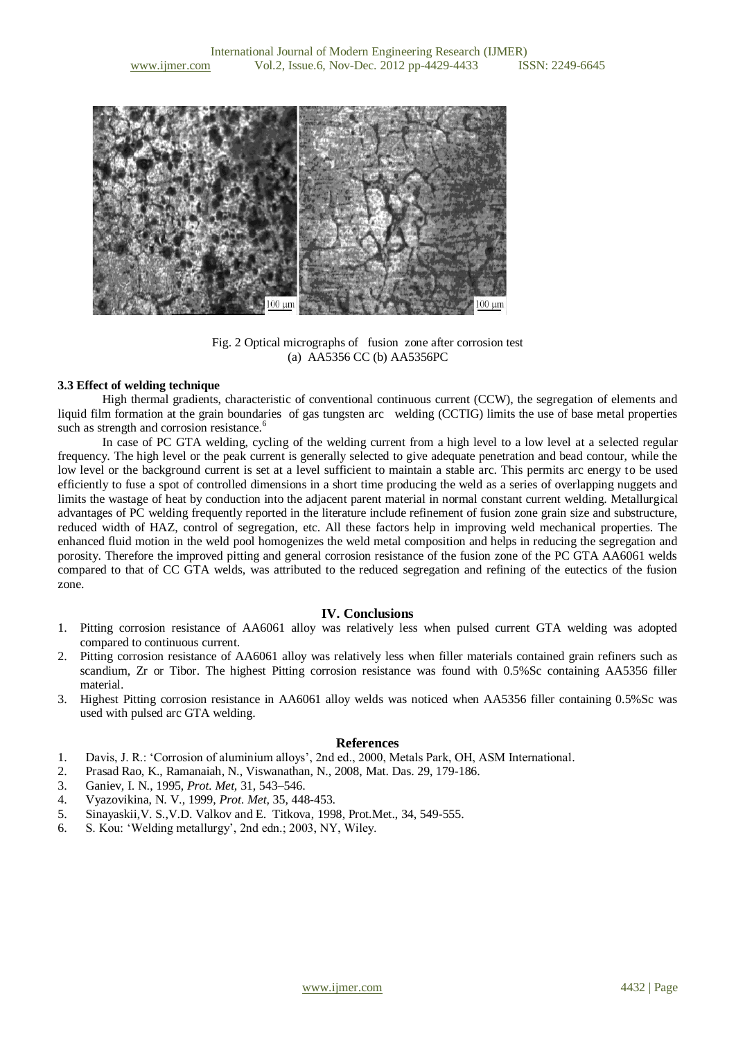Fig. 2 Optical micrographs of fusion zone after corrosion test
(a) AA5356 CC (b) AA5356PC

### 3.3 Effect of welding technique

High thermal gradients, characteristic of conventional continuous current (CCW), the segregation of elements and liquid film formation at the grain boundaries of gas tungsten arc welding (CCTIG) limits the use of base metal properties such as strength and corrosion resistance.[6]

In case of PC GTA welding, cycling of the welding current from a high level to a low level at a selected regular frequency. The high level or the peak current is generally selected to give adequate penetration and bead contour, while the low level or the background current is set at a level sufficient to maintain a stable arc. This permits arc energy to be used efficiently to fuse a spot of controlled dimensions in a short time producing the weld as a series of overlapping nuggets and limits the wastage of heat by conduction into the adjacent parent material in normal constant current welding. Metallurgical advantages of PC welding frequently reported in the literature include refinement of fusion zone grain size and substructure, reduced width of HAZ, control of segregation, etc. All these factors help in improving weld mechanical properties. The enhanced fluid motion in the weld pool homogenizes the weld metal composition and helps in reducing the segregation and porosity. Therefore the improved pitting and general corrosion resistance of the fusion zone of the PC GTA AA6061 welds compared to that of CC GTA welds, was attributed to the reduced segregation and refining of the eutectics of the fusion zone.

## IV. Conclusions

1. Pitting corrosion resistance of AA6061 alloy was relatively less when pulsed current GTA welding was adopted compared to continuous current.
2. Pitting corrosion resistance of AA6061 alloy was relatively less when filler materials contained grain refiners such as scandium, Zr or Tibor. The highest Pitting corrosion resistance was found with 0.5%Sc containing AA5356 filler material.
3. Highest Pitting corrosion resistance in AA6061 alloy welds was noticed when AA5356 filler containing 0.5%Sc was used with pulsed arc GTA welding.

## References

1. Davis, J. R.: 'Corrosion of aluminium alloys', 2nd ed., 2000, Metals Park, OH, ASM International.
2. Prasad Rao, K., Ramanaiah, N., Viswanathan, N., 2008, Mat. Das. 29, 179-186.
3. Ganiev, I. N., 1995, *Prot. Met*, 31, 543–546.
4. Vyazovikina, N. V., 1999, *Prot. Met*, 35, 448-453.
5. Sinayaskii,V. S.,V.D. Valkov and E. Titkova, 1998, Prot.Met., 34, 549-555.
6. S. Kou: 'Welding metallurgy', 2nd edn.; 2003, NY, Wiley.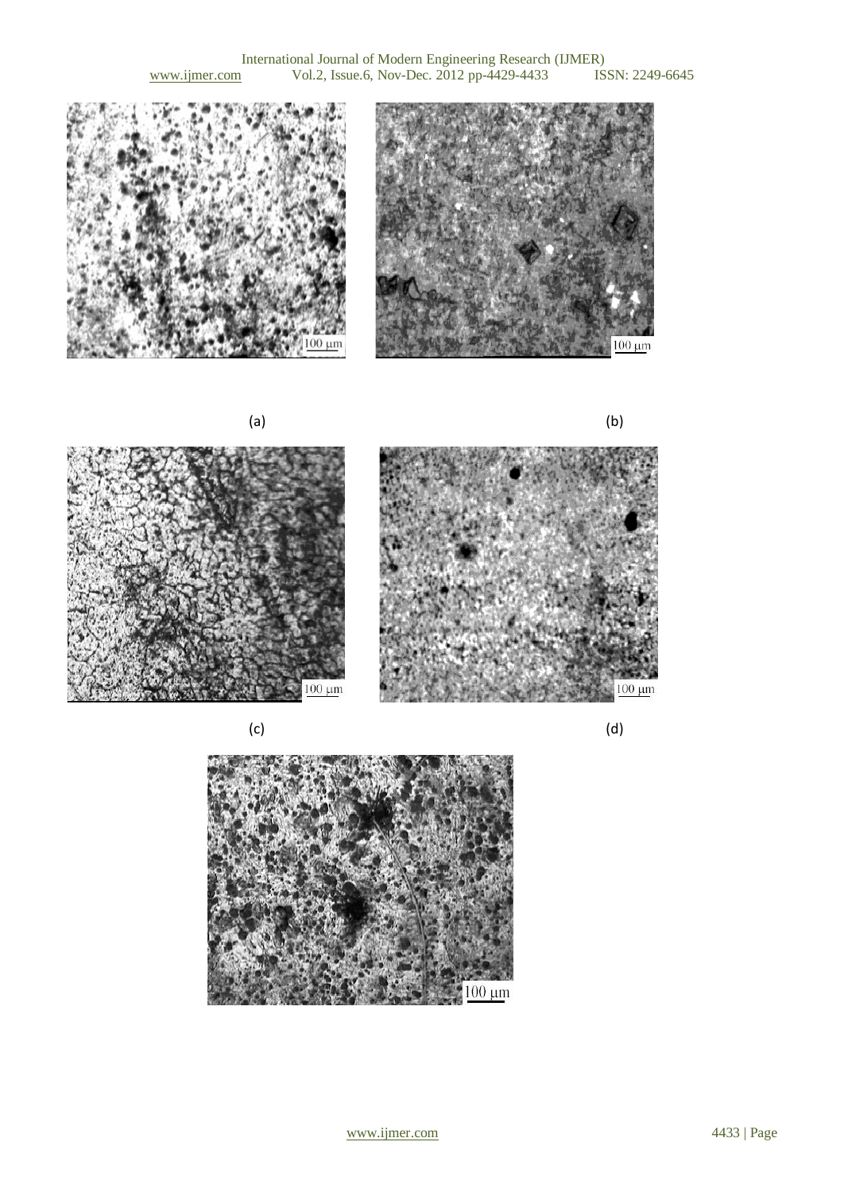100 μm

100 μm

(a)

(b)

100 μm

100 μm

(c)

(d)

100 μm